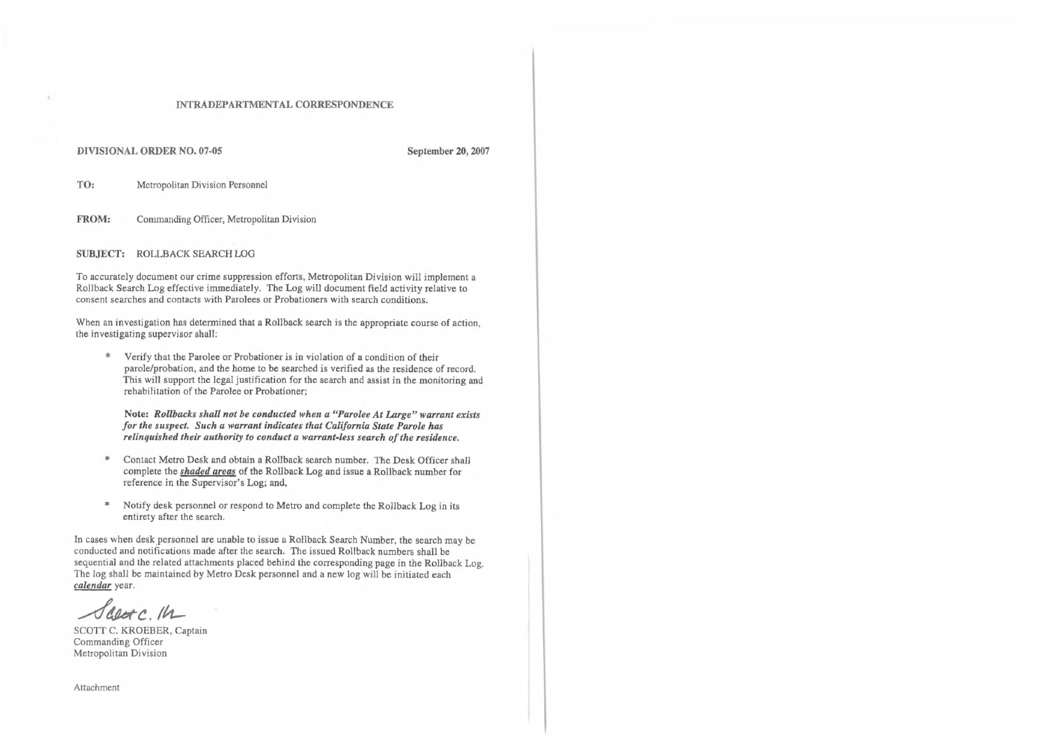INTRADEPARTMENTAL CORRESPONDENCE

**DIVISIONAL ORDER NO. 07-05** **September 20, 2007**

**TO:** Metropolitan Division Personnel

**FROM:** Commanding Officer, Metropolitan Division

**SUBJECT:** ROLLBACK SEARCH LOG

To accurately document our crime suppression efforts, Metropolitan Division will implement a Rollback Search Log effective immediately. The Log will document field activity relative to consent searches and contacts with Parolees or Probationers with search conditions.

When an investigation has determined that a Rollback search is the appropriate course of action, the investigating supervisor shall:

* Verify that the Parolee or Probationer is in violation of a condition of their parole/probation, and the home to be searched is verified as the residence of record. This will support the legal justification for the search and assist in the monitoring and rehabilitation of the Parolee or Probationer;

  **Note:** ***Rollbacks shall not be conducted when a "Parolee At Large" warrant exists for the suspect. Such a warrant indicates that California State Parole has relinquished their authority to conduct a warrant-less search of the residence.***

* Contact Metro Desk and obtain a Rollback search number. The Desk Officer shall complete the ***shaded areas*** of the Rollback Log and issue a Rollback number for reference in the Supervisor's Log; and,

* Notify desk personnel or respond to Metro and complete the Rollback Log in its entirety after the search.

In cases when desk personnel are unable to issue a Rollback Search Number, the search may be conducted and notifications made after the search. The issued Rollback numbers shall be sequential and the related attachments placed behind the corresponding page in the Rollback Log. The log shall be maintained by Metro Desk personnel and a new log will be initiated each ***calendar*** year.

Scott C. Kr

SCOTT C. KROEBER, Captain
Commanding Officer
Metropolitan Division

Attachment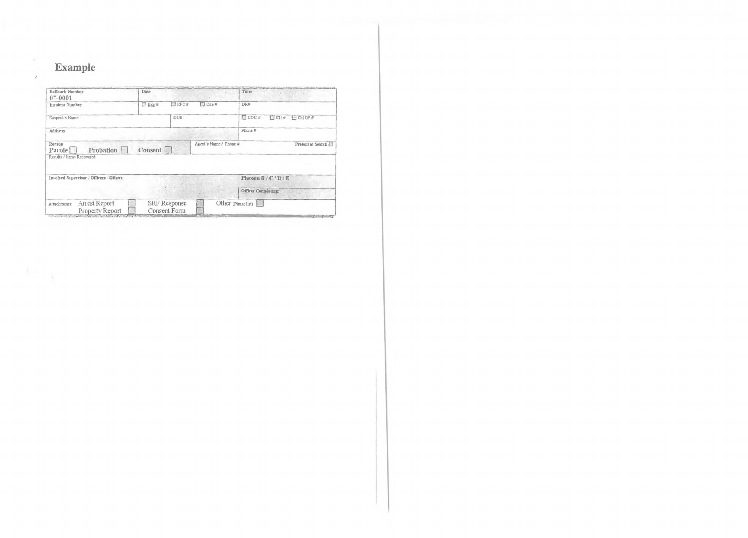# Example

| | | | |
|---|---|---|---|
| Rollback Number<br>07-0001 | Date | | Time |
| Incident Number | ☐ Bkg # ☐ RFC # ☐ Cite # | | DR# |
| Suspect's Name: | | DOB: | ☐ CDC # ☐ CII # ☐ Cal OP # |
| Address | | | Phone # |
| Reason<br>Parole ☐ Probation ☐ Consent ☐ | | Agent's Name / Phone # | Present at Search ☐ |
| Results / Items Recovered | | | |
| Involved Supervisor / Officers / Others: | | | Platoon B / C / D / E |
| | | | Officer Completing: |
| Attachments: Arrest Report ☐ Property Report ☐ | SRF Response ☐ Consent Form ☐ | Other (Please list) ☐ | |